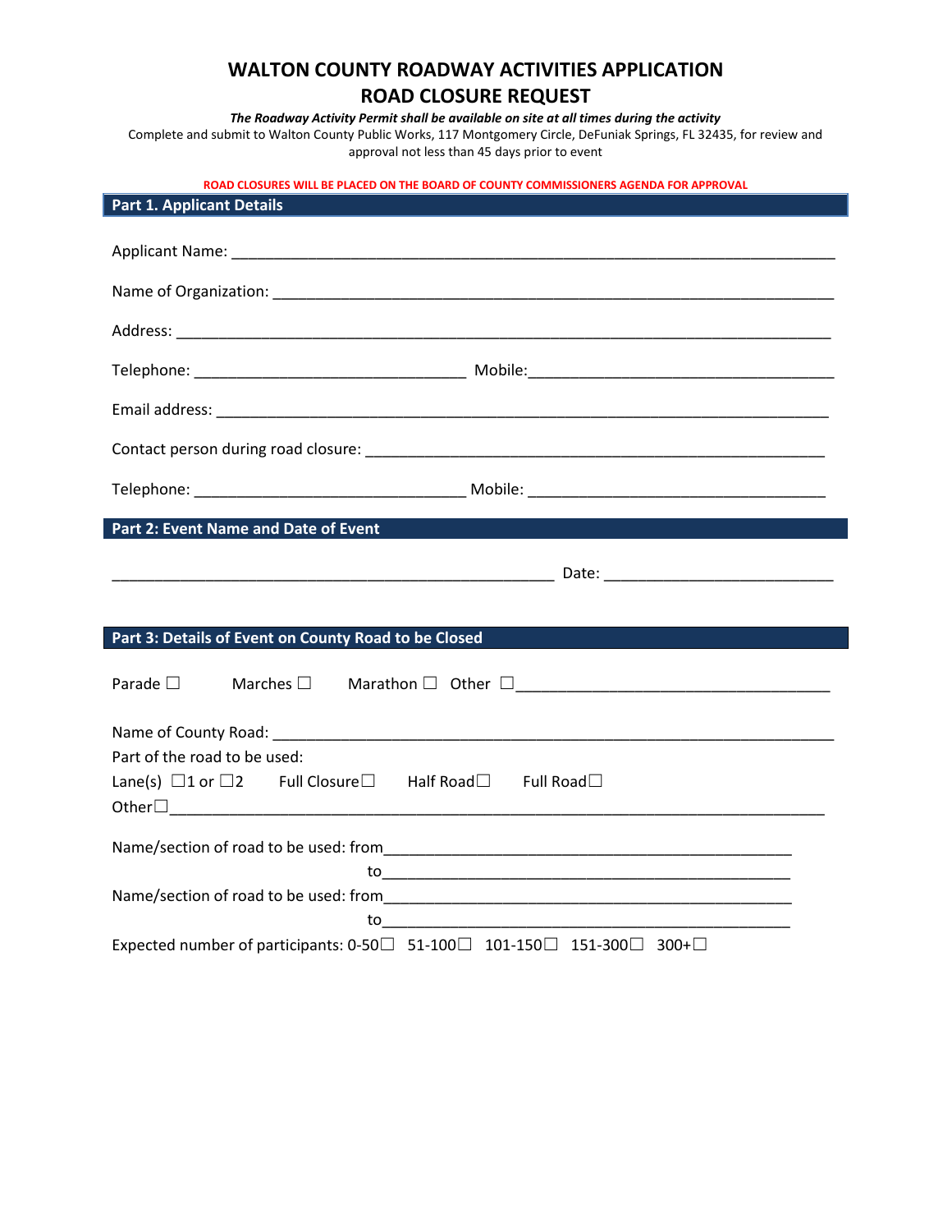# WALTON COUNTY ROADWAY ACTIVITIES APPLICATION
# ROAD CLOSURE REQUEST

***The Roadway Activity Permit shall be available on site at all times during the activity***

Complete and submit to Walton County Public Works, 117 Montgomery Circle, DeFuniak Springs, FL 32435, for review and approval not less than 45 days prior to event

**ROAD CLOSURES WILL BE PLACED ON THE BOARD OF COUNTY COMMISSIONERS AGENDA FOR APPROVAL**

## Part 1. Applicant Details

Applicant Name: ___________________________________________________________________________

Name of Organization: ______________________________________________________________________

Address: _________________________________________________________________________________

Telephone: _______________________________ Mobile:___________________________________

Email address: ____________________________________________________________________________

Contact person during road closure: ____________________________________________________

Telephone: _______________________________ Mobile: ___________________________________

## Part 2: Event Name and Date of Event

___________________________________________________ Date: __________________________

## Part 3: Details of Event on County Road to be Closed

Parade ☐ Marches ☐ Marathon ☐ Other ☐___________________________________

Name of County Road: _______________________________________________________________________

Part of the road to be used:

Lane(s) ☐1 or ☐2 Full Closure☐ Half Road☐ Full Road☐

Other☐_____________________________________________________________________________

Name/section of road to be used: from______________________________________________

to______________________________________________

Name/section of road to be used: from______________________________________________

to______________________________________________

Expected number of participants: 0-50☐ 51-100☐ 101-150☐ 151-300☐ 300+☐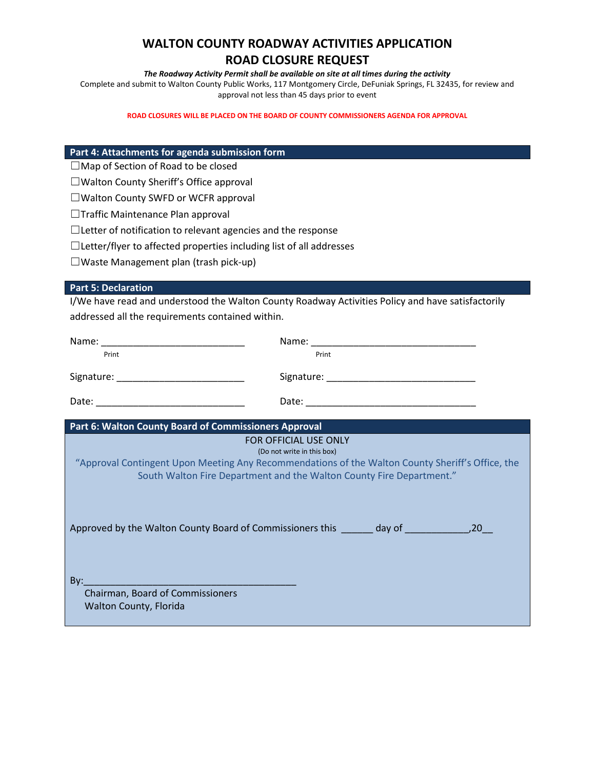# WALTON COUNTY ROADWAY ACTIVITIES APPLICATION
# ROAD CLOSURE REQUEST

***The Roadway Activity Permit shall be available on site at all times during the activity***

Complete and submit to Walton County Public Works, 117 Montgomery Circle, DeFuniak Springs, FL 32435, for review and approval not less than 45 days prior to event

**ROAD CLOSURES WILL BE PLACED ON THE BOARD OF COUNTY COMMISSIONERS AGENDA FOR APPROVAL**

## Part 4: Attachments for agenda submission form

☐Map of Section of Road to be closed

☐Walton County Sheriff's Office approval

☐Walton County SWFD or WCFR approval

☐Traffic Maintenance Plan approval

☐Letter of notification to relevant agencies and the response

☐Letter/flyer to affected properties including list of all addresses

☐Waste Management plan (trash pick-up)

## Part 5: Declaration

I/We have read and understood the Walton County Roadway Activities Policy and have satisfactorily addressed all the requirements contained within.

Name: ___________________________
Print

Signature: ________________________

Date: ____________________________

Name: _______________________________
Print

Signature: ____________________________

Date: ________________________________

## Part 6: Walton County Board of Commissioners Approval

FOR OFFICIAL USE ONLY

(Do not write in this box)

"Approval Contingent Upon Meeting Any Recommendations of the Walton County Sheriff's Office, the South Walton Fire Department and the Walton County Fire Department."

Approved by the Walton County Board of Commissioners this ______ day of ____________,20__

By:_________________________________________

Chairman, Board of Commissioners

Walton County, Florida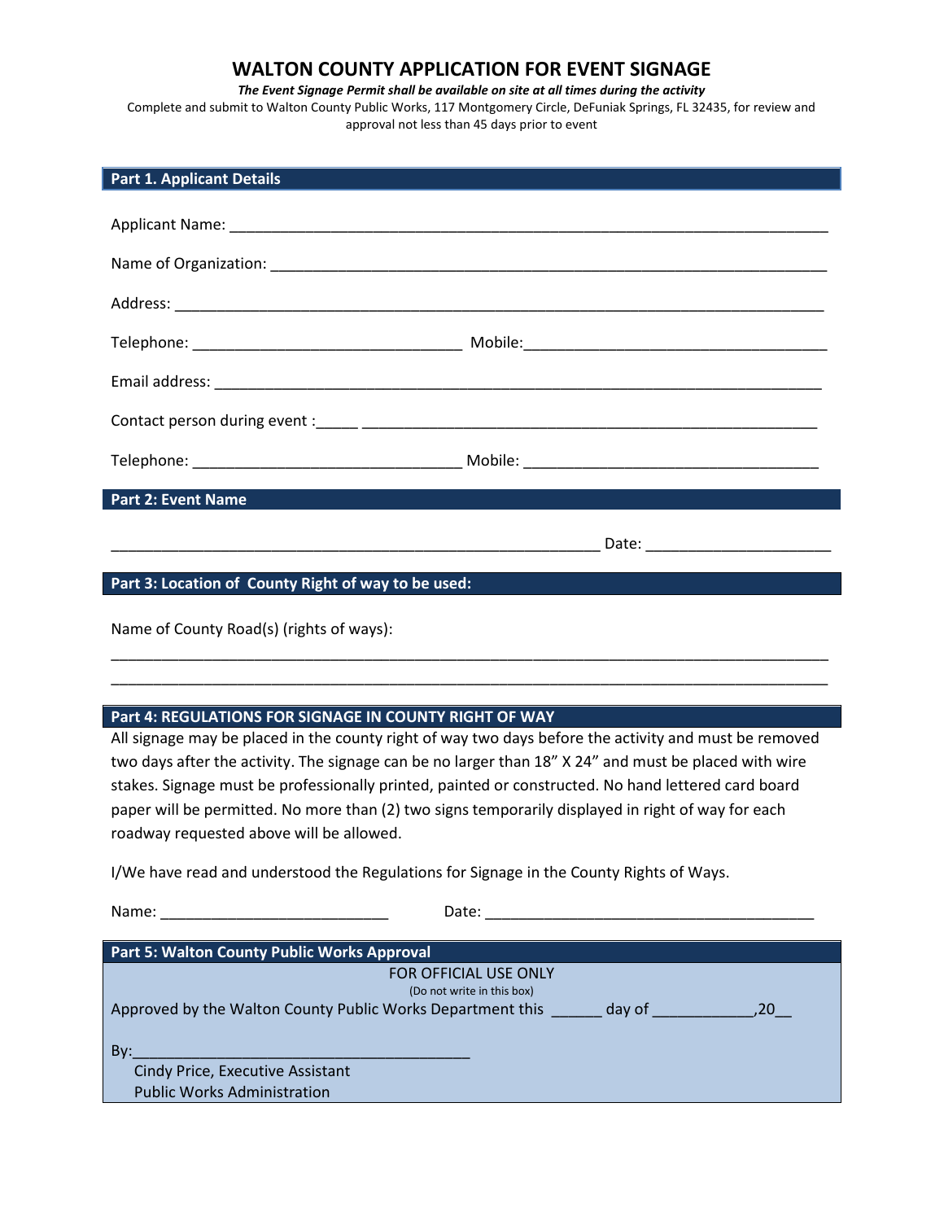# WALTON COUNTY APPLICATION FOR EVENT SIGNAGE

***The Event Signage Permit shall be available on site at all times during the activity***

Complete and submit to Walton County Public Works, 117 Montgomery Circle, DeFuniak Springs, FL 32435, for review and approval not less than 45 days prior to event

## Part 1. Applicant Details

Applicant Name: ___________________________________________________________________________

Name of Organization: ______________________________________________________________________

Address: _________________________________________________________________________________

Telephone: ________________________________ Mobile:____________________________________

Email address: ____________________________________________________________________________

Contact person during event :_____ ____________________________________________________________

Telephone: ________________________________ Mobile: ___________________________________

## Part 2: Event Name

__________________________________________________________ Date: ______________________

## Part 3: Location of County Right of way to be used:

Name of County Road(s) (rights of ways):

______________________________________________________________________________________

______________________________________________________________________________________

## Part 4: REGULATIONS FOR SIGNAGE IN COUNTY RIGHT OF WAY

All signage may be placed in the county right of way two days before the activity and must be removed two days after the activity. The signage can be no larger than 18" X 24" and must be placed with wire stakes. Signage must be professionally printed, painted or constructed. No hand lettered card board paper will be permitted. No more than (2) two signs temporarily displayed in right of way for each roadway requested above will be allowed.

I/We have read and understood the Regulations for Signage in the County Rights of Ways.

Name: ___________________________ Date: _______________________________________

## Part 5: Walton County Public Works Approval

FOR OFFICIAL USE ONLY

(Do not write in this box)

Approved by the Walton County Public Works Department this ______ day of ____________,20__

By:________________________________________

Cindy Price, Executive Assistant
Public Works Administration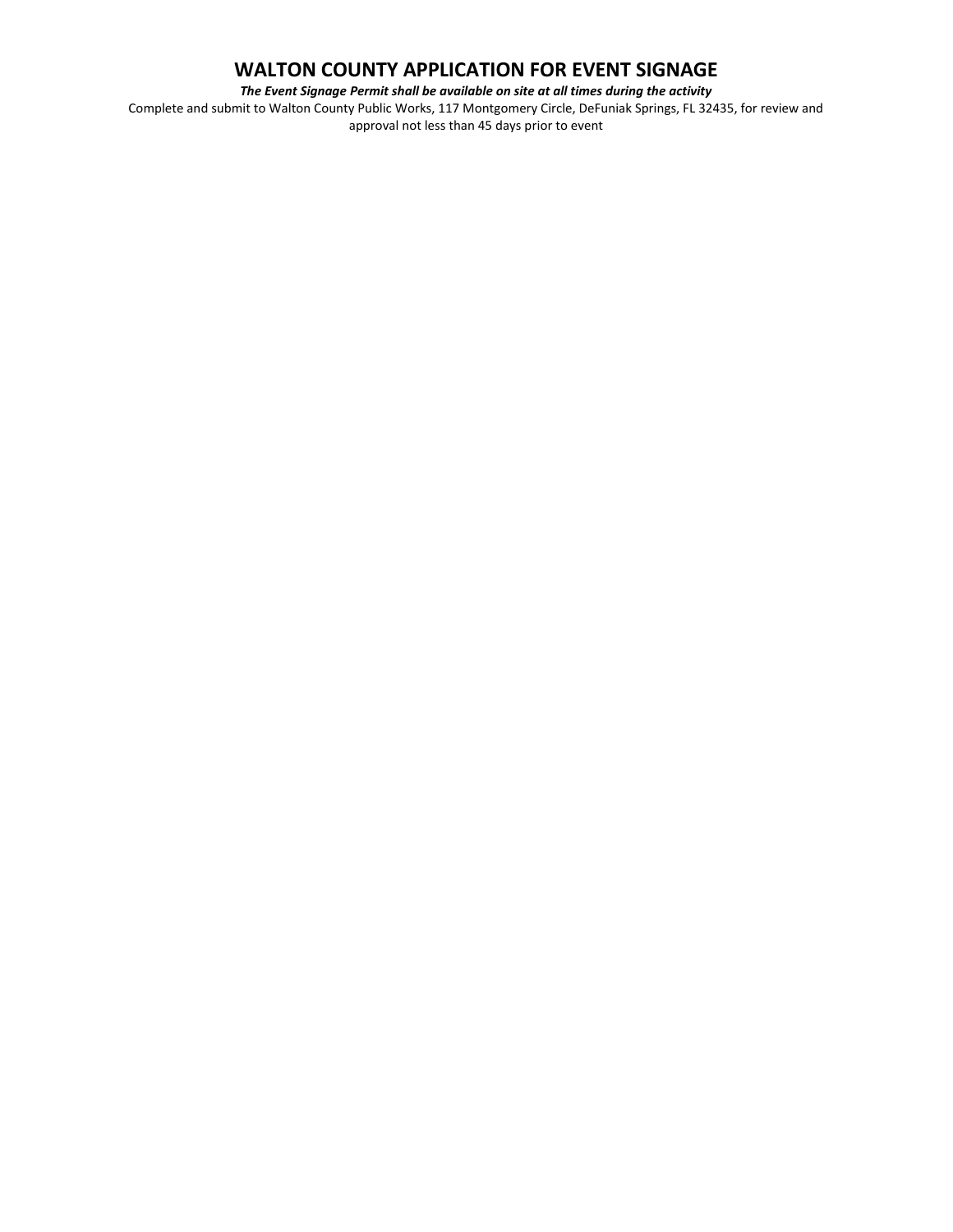# WALTON COUNTY APPLICATION FOR EVENT SIGNAGE

***The Event Signage Permit shall be available on site at all times during the activity***

Complete and submit to Walton County Public Works, 117 Montgomery Circle, DeFuniak Springs, FL 32435, for review and approval not less than 45 days prior to event